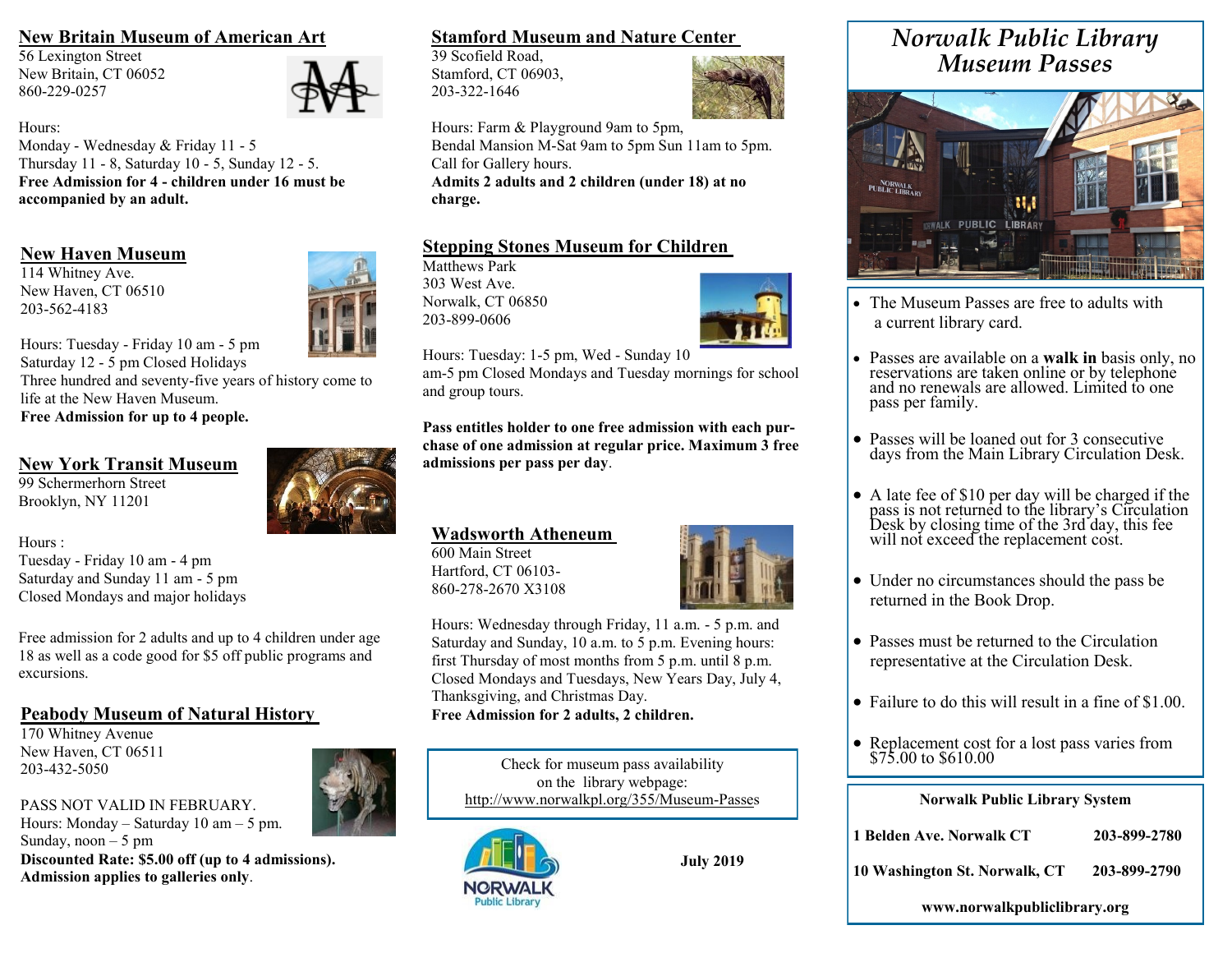## New Britain Museum of American Art

56 Lexington Street
New Britain, CT 06052
860-229-0257

Hours:
Monday - Wednesday & Friday 11 - 5
Thursday 11 - 8, Saturday 10 - 5, Sunday 12 - 5.
**Free Admission for 4 - children under 16 must be accompanied by an adult.**

## New Haven Museum

114 Whitney Ave.
New Haven, CT 06510
203-562-4183

Hours: Tuesday - Friday 10 am - 5 pm
Saturday 12 - 5 pm Closed Holidays
Three hundred and seventy-five years of history come to life at the New Haven Museum.
**Free Admission for up to 4 people.**

## New York Transit Museum

99 Schermerhorn Street
Brooklyn, NY 11201

Hours :
Tuesday - Friday 10 am - 4 pm
Saturday and Sunday 11 am - 5 pm
Closed Mondays and major holidays

Free admission for 2 adults and up to 4 children under age 18 as well as a code good for $5 off public programs and excursions.

## Peabody Museum of Natural History

170 Whitney Avenue
New Haven, CT 06511
203-432-5050

PASS NOT VALID IN FEBRUARY.
Hours: Monday – Saturday 10 am – 5 pm.
Sunday, noon – 5 pm
**Discounted Rate: $5.00 off (up to 4 admissions). Admission applies to galleries only**.

## Stamford Museum and Nature Center

39 Scofield Road,
Stamford, CT 06903,
203-322-1646

Hours: Farm & Playground 9am to 5pm,
Bendal Mansion M-Sat 9am to 5pm Sun 11am to 5pm.
Call for Gallery hours.
**Admits 2 adults and 2 children (under 18) at no charge.**

## Stepping Stones Museum for Children

Matthews Park
303 West Ave.
Norwalk, CT 06850
203-899-0606

Hours: Tuesday: 1-5 pm, Wed - Sunday 10 am-5 pm Closed Mondays and Tuesday mornings for school and group tours.

**Pass entitles holder to one free admission with each purchase of one admission at regular price. Maximum 3 free admissions per pass per day**.

## Wadsworth Atheneum

600 Main Street
Hartford, CT 06103-
860-278-2670 X3108

Hours: Wednesday through Friday, 11 a.m. - 5 p.m. and Saturday and Sunday, 10 a.m. to 5 p.m. Evening hours: first Thursday of most months from 5 p.m. until 8 p.m. Closed Mondays and Tuesdays, New Years Day, July 4, Thanksgiving, and Christmas Day.
**Free Admission for 2 adults, 2 children.**

Check for museum pass availability on the library webpage:
http://www.norwalkpl.org/355/Museum-Passes

NORWALK Public Library

**July 2019**

# *Norwalk Public Library Museum Passes*

- The Museum Passes are free to adults with a current library card.
- Passes are available on a **walk in** basis only, no reservations are taken online or by telephone and no renewals are allowed. Limited to one pass per family.
- Passes will be loaned out for 3 consecutive days from the Main Library Circulation Desk.
- A late fee of $10 per day will be charged if the pass is not returned to the library's Circulation Desk by closing time of the 3rd day, this fee will not exceed the replacement cost.
- Under no circumstances should the pass be returned in the Book Drop.
- Passes must be returned to the Circulation representative at the Circulation Desk.
- Failure to do this will result in a fine of $1.00.
- Replacement cost for a lost pass varies from $75.00 to $610.00

**Norwalk Public Library System**

**1 Belden Ave. Norwalk CT** **203-899-2780**

**10 Washington St. Norwalk, CT** **203-899-2790**

**www.norwalkpubliclibrary.org**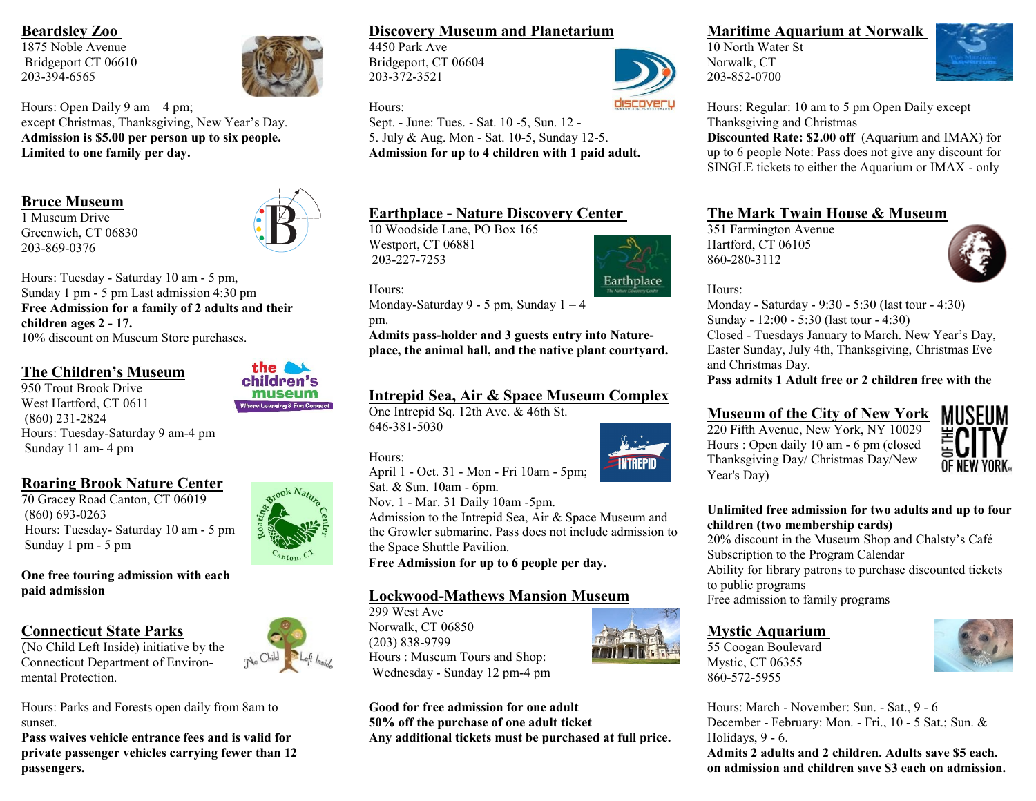## Beardsley Zoo

1875 Noble Avenue
Bridgeport CT 06610
203-394-6565

Hours: Open Daily 9 am – 4 pm;
except Christmas, Thanksgiving, New Year's Day.
**Admission is $5.00 per person up to six people. Limited to one family per day.**

## Bruce Museum

1 Museum Drive
Greenwich, CT 06830
203-869-0376

Hours: Tuesday - Saturday 10 am - 5 pm,
Sunday 1 pm - 5 pm Last admission 4:30 pm
**Free Admission for a family of 2 adults and their children ages 2 - 17.**
10% discount on Museum Store purchases.

## The Children's Museum

950 Trout Brook Drive
West Hartford, CT 0611
(860) 231-2824
Hours: Tuesday-Saturday 9 am-4 pm
Sunday 11 am- 4 pm

## Roaring Brook Nature Center

70 Gracey Road Canton, CT 06019
(860) 693-0263
Hours: Tuesday- Saturday 10 am - 5 pm
Sunday 1 pm - 5 pm

**One free touring admission with each paid admission**

## Connecticut State Parks

(No Child Left Inside) initiative by the Connecticut Department of Environmental Protection.

Hours: Parks and Forests open daily from 8am to sunset.
**Pass waives vehicle entrance fees and is valid for private passenger vehicles carrying fewer than 12 passengers.**

## Discovery Museum and Planetarium

4450 Park Ave
Bridgeport, CT 06604
203-372-3521

Hours:
Sept. - June: Tues. - Sat. 10 -5, Sun. 12 - 5. July & Aug. Mon - Sat. 10-5, Sunday 12-5.
**Admission for up to 4 children with 1 paid adult.**

## Earthplace - Nature Discovery Center

10 Woodside Lane, PO Box 165
Westport, CT 06881
203-227-7253

Hours:
Monday-Saturday 9 - 5 pm, Sunday 1 – 4 pm.
**Admits pass-holder and 3 guests entry into Nature-place, the animal hall, and the native plant courtyard.**

## Intrepid Sea, Air & Space Museum Complex

One Intrepid Sq. 12th Ave. & 46th St.
646-381-5030

Hours:
April 1 - Oct. 31 - Mon - Fri 10am - 5pm;
Sat. & Sun. 10am - 6pm.
Nov. 1 - Mar. 31 Daily 10am -5pm.
Admission to the Intrepid Sea, Air & Space Museum and the Growler submarine. Pass does not include admission to the Space Shuttle Pavilion.
**Free Admission for up to 6 people per day.**

## Lockwood-Mathews Mansion Museum

299 West Ave
Norwalk, CT 06850
(203) 838-9799
Hours : Museum Tours and Shop:
Wednesday - Sunday 12 pm-4 pm

**Good for free admission for one adult**
**50% off the purchase of one adult ticket**
**Any additional tickets must be purchased at full price.**

## Maritime Aquarium at Norwalk

10 North Water St
Norwalk, CT
203-852-0700

Hours: Regular: 10 am to 5 pm Open Daily except Thanksgiving and Christmas
**Discounted Rate: $2.00 off** (Aquarium and IMAX) for up to 6 people Note: Pass does not give any discount for SINGLE tickets to either the Aquarium or IMAX - only

## The Mark Twain House & Museum

351 Farmington Avenue
Hartford, CT 06105
860-280-3112

Hours:
Monday - Saturday - 9:30 - 5:30 (last tour - 4:30)
Sunday - 12:00 - 5:30 (last tour - 4:30)
Closed - Tuesdays January to March. New Year's Day, Easter Sunday, July 4th, Thanksgiving, Christmas Eve and Christmas Day.
**Pass admits 1 Adult free or 2 children free with the**

## Museum of the City of New York

220 Fifth Avenue, New York, NY 10029
Hours : Open daily 10 am - 6 pm (closed Thanksgiving Day/ Christmas Day/New Year's Day)

**Unlimited free admission for two adults and up to four children (two membership cards)**
20% discount in the Museum Shop and Chalsty's Café
Subscription to the Program Calendar
Ability for library patrons to purchase discounted tickets to public programs
Free admission to family programs

## Mystic Aquarium

55 Coogan Boulevard
Mystic, CT 06355
860-572-5955

Hours: March - November: Sun. - Sat., 9 - 6
December - February: Mon. - Fri., 10 - 5 Sat.; Sun. & Holidays, 9 - 6.
**Admits 2 adults and 2 children. Adults save $5 each. on admission and children save $3 each on admission.**